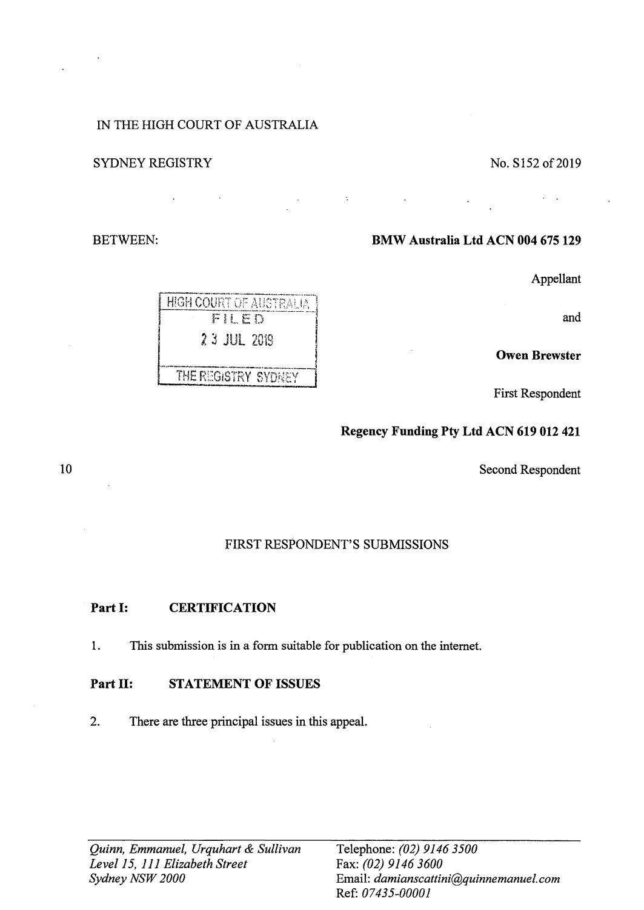IN THE HIGH COURT OF AUSTRALIA

SYDNEY REGISTRY

No. S152 of 2019

BETWEEN:

**BMW Australia Ltd ACN 004 675 129**

Appellant

and

**Owen Brewster**

First Respondent

**Regency Funding Pty Ltd ACN 619 012 421**

Second Respondent

HIGH COURT OF AUSTRALIA
FILED
23 JUL 2019
THE REGISTRY SYDNEY

## FIRST RESPONDENT'S SUBMISSIONS

### Part I: CERTIFICATION

1. This submission is in a form suitable for publication on the internet.

### Part II: STATEMENT OF ISSUES

2. There are three principal issues in this appeal.

*Quinn, Emmanuel, Urquhart & Sullivan*
*Level 15, 111 Elizabeth Street*
*Sydney NSW 2000*

Telephone: *(02) 9146 3500*
Fax: *(02) 9146 3600*
Email: *damianscattini@quinnemanuel.com*
Ref: *07435-00001*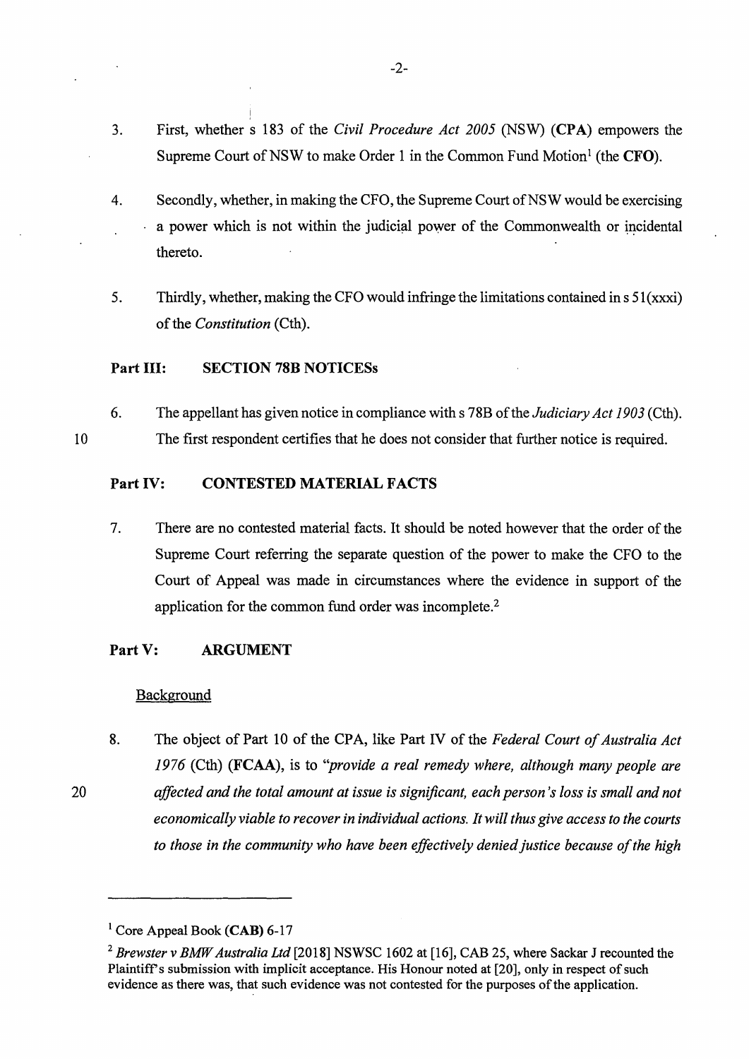3. First, whether s 183 of the *Civil Procedure Act 2005* (NSW) (**CPA**) empowers the Supreme Court of NSW to make Order 1 in the Common Fund Motion[1] (the **CFO**).

4. Secondly, whether, in making the CFO, the Supreme Court of NSW would be exercising a power which is not within the judicial power of the Commonwealth or incidental thereto.

5. Thirdly, whether, making the CFO would infringe the limitations contained in s 51(xxxi) of the *Constitution* (Cth).

**Part III: SECTION 78B NOTICESs**

6. The appellant has given notice in compliance with s 78B of the *Judiciary Act 1903* (Cth). The first respondent certifies that he does not consider that further notice is required.

**Part IV: CONTESTED MATERIAL FACTS**

7. There are no contested material facts. It should be noted however that the order of the Supreme Court referring the separate question of the power to make the CFO to the Court of Appeal was made in circumstances where the evidence in support of the application for the common fund order was incomplete.[2]

**Part V: ARGUMENT**

Background

8. The object of Part 10 of the CPA, like Part IV of the *Federal Court of Australia Act 1976* (Cth) (**FCAA**), is to *"provide a real remedy where, although many people are affected and the total amount at issue is significant, each person's loss is small and not economically viable to recover in individual actions. It will thus give access to the courts to those in the community who have been effectively denied justice because of the high*

---

[1] Core Appeal Book (**CAB**) 6-17

[2] *Brewster v BMW Australia Ltd* [2018] NSWSC 1602 at [16], CAB 25, where Sackar J recounted the Plaintiff's submission with implicit acceptance. His Honour noted at [20], only in respect of such evidence as there was, that such evidence was not contested for the purposes of the application.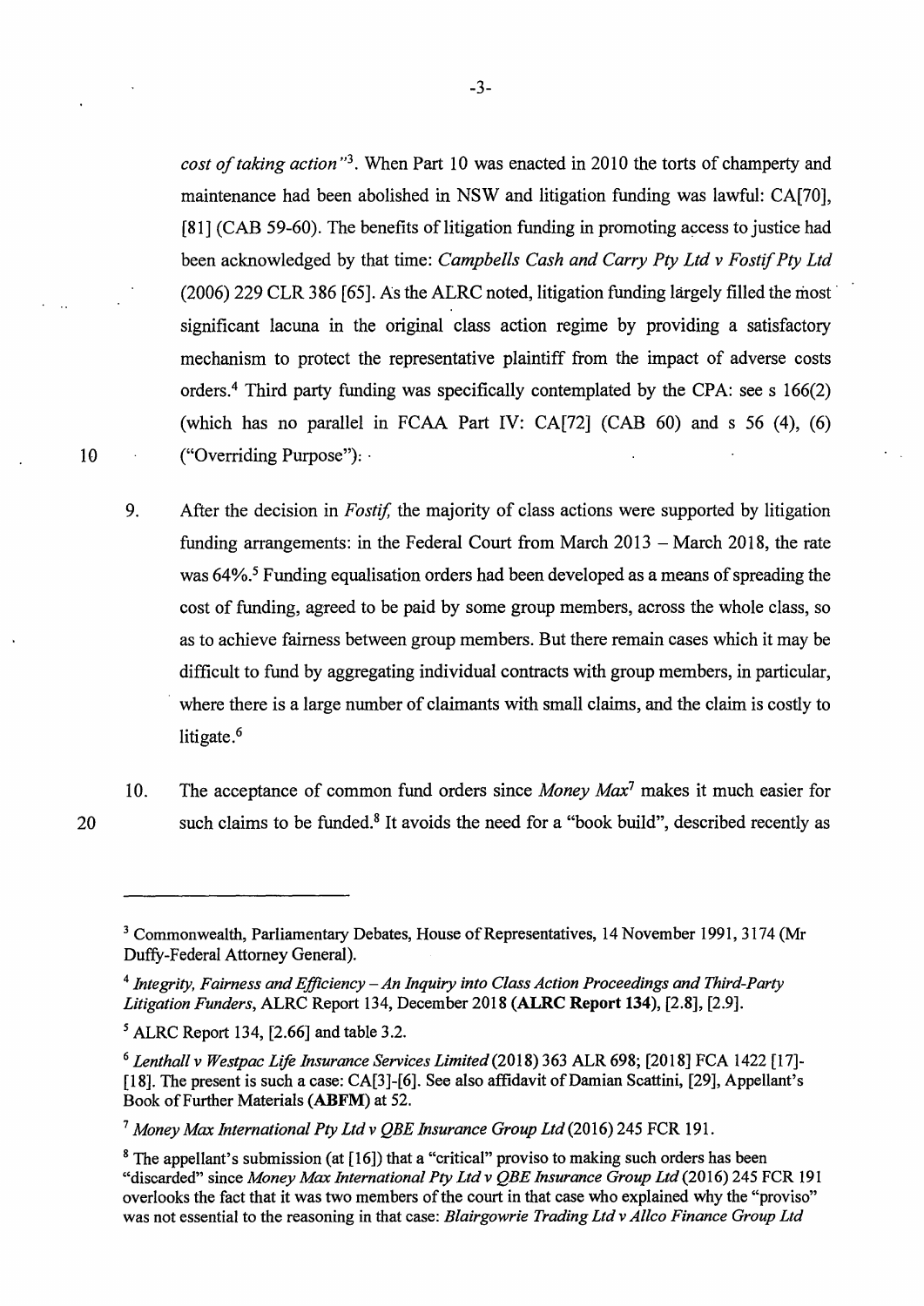*cost of taking action*"[3]. When Part 10 was enacted in 2010 the torts of champerty and maintenance had been abolished in NSW and litigation funding was lawful: CA[70], [81] (CAB 59-60). The benefits of litigation funding in promoting access to justice had been acknowledged by that time: *Campbells Cash and Carry Pty Ltd v Fostif Pty Ltd* (2006) 229 CLR 386 [65]. As the ALRC noted, litigation funding largely filled the most significant lacuna in the original class action regime by providing a satisfactory mechanism to protect the representative plaintiff from the impact of adverse costs orders.[4] Third party funding was specifically contemplated by the CPA: see s 166(2) (which has no parallel in FCAA Part IV: CA[72] (CAB 60) and s 56 (4), (6) ("Overriding Purpose"):

9. After the decision in *Fostif*, the majority of class actions were supported by litigation funding arrangements: in the Federal Court from March 2013 – March 2018, the rate was 64%.[5] Funding equalisation orders had been developed as a means of spreading the cost of funding, agreed to be paid by some group members, across the whole class, so as to achieve fairness between group members. But there remain cases which it may be difficult to fund by aggregating individual contracts with group members, in particular, where there is a large number of claimants with small claims, and the claim is costly to litigate.[6]

10. The acceptance of common fund orders since *Money Max*[7] makes it much easier for such claims to be funded.[8] It avoids the need for a "book build", described recently as

---

[3] Commonwealth, Parliamentary Debates, House of Representatives, 14 November 1991, 3174 (Mr Duffy-Federal Attorney General).

[4] *Integrity, Fairness and Efficiency – An Inquiry into Class Action Proceedings and Third-Party Litigation Funders*, ALRC Report 134, December 2018 (**ALRC Report 134**), [2.8], [2.9].

[5] ALRC Report 134, [2.66] and table 3.2.

[6] *Lenthall v Westpac Life Insurance Services Limited* (2018) 363 ALR 698; [2018] FCA 1422 [17]-[18]. The present is such a case: CA[3]-[6]. See also affidavit of Damian Scattini, [29], Appellant's Book of Further Materials (**ABFM**) at 52.

[7] *Money Max International Pty Ltd v QBE Insurance Group Ltd* (2016) 245 FCR 191.

[8] The appellant's submission (at [16]) that a "critical" proviso to making such orders has been "discarded" since *Money Max International Pty Ltd v QBE Insurance Group Ltd* (2016) 245 FCR 191 overlooks the fact that it was two members of the court in that case who explained why the "proviso" was not essential to the reasoning in that case: *Blairgowrie Trading Ltd v Allco Finance Group Ltd*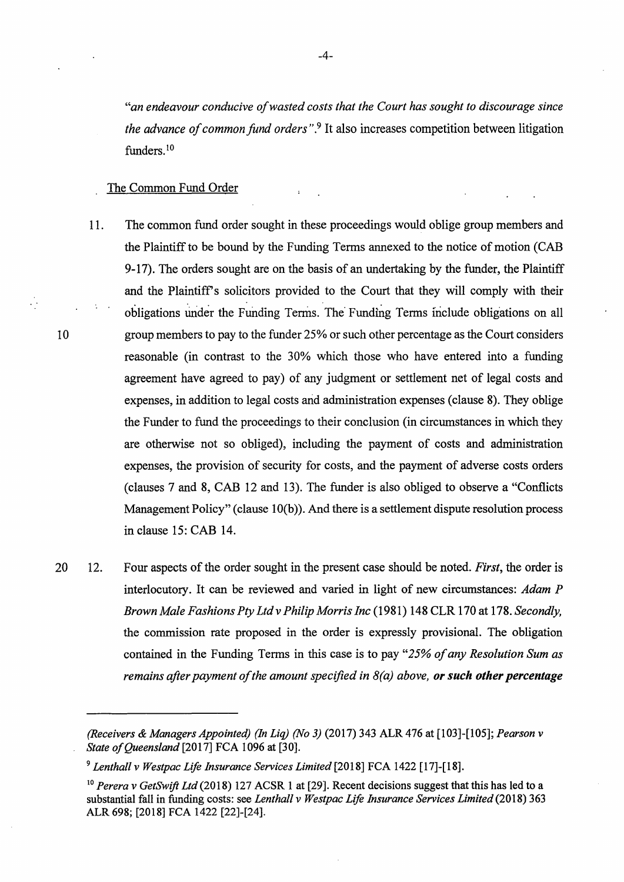*"an endeavour conducive of wasted costs that the Court has sought to discourage since the advance of common fund orders"*.[9] It also increases competition between litigation funders.[10]

## The Common Fund Order

11. The common fund order sought in these proceedings would oblige group members and the Plaintiff to be bound by the Funding Terms annexed to the notice of motion (CAB 9-17). The orders sought are on the basis of an undertaking by the funder, the Plaintiff and the Plaintiff's solicitors provided to the Court that they will comply with their obligations under the Funding Terms. The Funding Terms include obligations on all group members to pay to the funder 25% or such other percentage as the Court considers reasonable (in contrast to the 30% which those who have entered into a funding agreement have agreed to pay) of any judgment or settlement net of legal costs and expenses, in addition to legal costs and administration expenses (clause 8). They oblige the Funder to fund the proceedings to their conclusion (in circumstances in which they are otherwise not so obliged), including the payment of costs and administration expenses, the provision of security for costs, and the payment of adverse costs orders (clauses 7 and 8, CAB 12 and 13). The funder is also obliged to observe a "Conflicts Management Policy" (clause 10(b)). And there is a settlement dispute resolution process in clause 15: CAB 14.

12. Four aspects of the order sought in the present case should be noted. *First*, the order is interlocutory. It can be reviewed and varied in light of new circumstances: *Adam P Brown Male Fashions Pty Ltd v Philip Morris Inc* (1981) 148 CLR 170 at 178. *Secondly*, the commission rate proposed in the order is expressly provisional. The obligation contained in the Funding Terms in this case is to pay *"25% of any Resolution Sum as remains after payment of the amount specified in 8(a) above,* ***or such other percentage***

---

*(Receivers & Managers Appointed) (In Liq) (No 3)* (2017) 343 ALR 476 at [103]-[105]; *Pearson v State of Queensland* [2017] FCA 1096 at [30].

[9] *Lenthall v Westpac Life Insurance Services Limited* [2018] FCA 1422 [17]-[18].

[10] *Perera v GetSwift Ltd* (2018) 127 ACSR 1 at [29]. Recent decisions suggest that this has led to a substantial fall in funding costs: see *Lenthall v Westpac Life Insurance Services Limited* (2018) 363 ALR 698; [2018] FCA 1422 [22]-[24].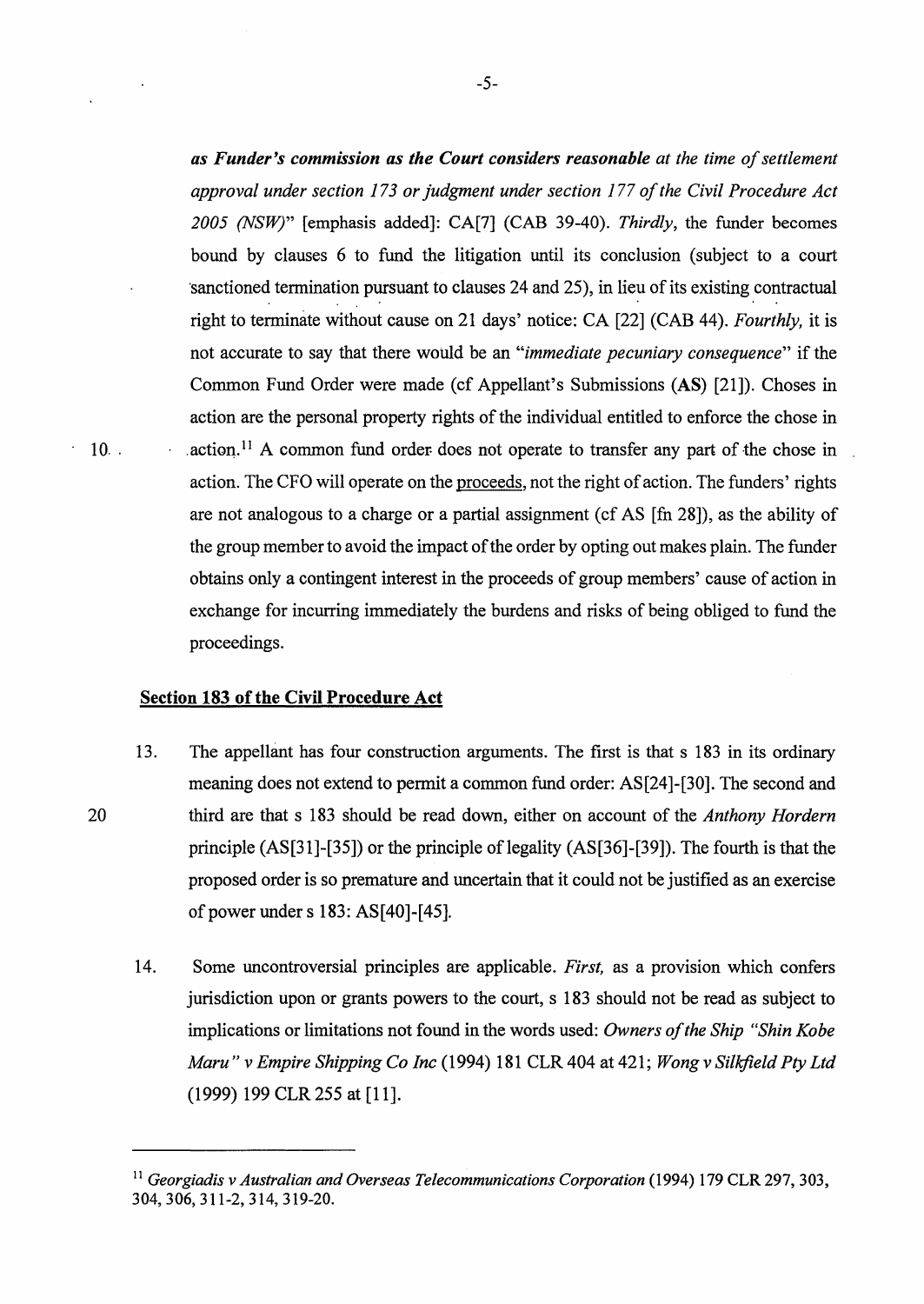*as Funder's commission as the Court considers reasonable at the time of settlement approval under section 173 or judgment under section 177 of the Civil Procedure Act 2005 (NSW)*" [emphasis added]: CA[7] (CAB 39-40). *Thirdly*, the funder becomes bound by clauses 6 to fund the litigation until its conclusion (subject to a court sanctioned termination pursuant to clauses 24 and 25), in lieu of its existing contractual right to terminate without cause on 21 days' notice: CA [22] (CAB 44). *Fourthly*, it is not accurate to say that there would be an "*immediate pecuniary consequence*" if the Common Fund Order were made (cf Appellant's Submissions (**AS**) [21]). Choses in action are the personal property rights of the individual entitled to enforce the chose in action.[11] A common fund order does not operate to transfer any part of the chose in action. The CFO will operate on the proceeds, not the right of action. The funders' rights are not analogous to a charge or a partial assignment (cf AS [fn 28]), as the ability of the group member to avoid the impact of the order by opting out makes plain. The funder obtains only a contingent interest in the proceeds of group members' cause of action in exchange for incurring immediately the burdens and risks of being obliged to fund the proceedings.

## Section 183 of the Civil Procedure Act

13. The appellant has four construction arguments. The first is that s 183 in its ordinary meaning does not extend to permit a common fund order: AS[24]-[30]. The second and third are that s 183 should be read down, either on account of the *Anthony Hordern* principle (AS[31]-[35]) or the principle of legality (AS[36]-[39]). The fourth is that the proposed order is so premature and uncertain that it could not be justified as an exercise of power under s 183: AS[40]-[45].

14. Some uncontroversial principles are applicable. *First,* as a provision which confers jurisdiction upon or grants powers to the court, s 183 should not be read as subject to implications or limitations not found in the words used: *Owners of the Ship "Shin Kobe Maru" v Empire Shipping Co Inc* (1994) 181 CLR 404 at 421; *Wong v Silkfield Pty Ltd* (1999) 199 CLR 255 at [11].

---

[11] *Georgiadis v Australian and Overseas Telecommunications Corporation* (1994) 179 CLR 297, 303, 304, 306, 311-2, 314, 319-20.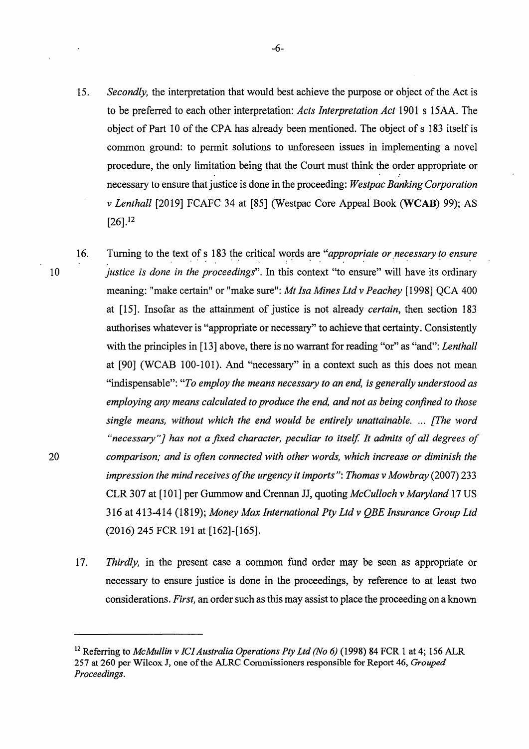15. *Secondly,* the interpretation that would best achieve the purpose or object of the Act is to be preferred to each other interpretation: *Acts Interpretation Act* 1901 s 15AA. The object of Part 10 of the CPA has already been mentioned. The object of s 183 itself is common ground: to permit solutions to unforeseen issues in implementing a novel procedure, the only limitation being that the Court must think the order appropriate or necessary to ensure that justice is done in the proceeding: *Westpac Banking Corporation v Lenthall* [2019] FCAFC 34 at [85] (Westpac Core Appeal Book (**WCAB**) 99); AS [26].[12]

16. Turning to the text of s 183 the critical words are "*appropriate or necessary to ensure justice is done in the proceedings*". In this context "to ensure" will have its ordinary meaning: "make certain" or "make sure": *Mt Isa Mines Ltd v Peachey* [1998] QCA 400 at [15]. Insofar as the attainment of justice is not already *certain*, then section 183 authorises whatever is "appropriate or necessary" to achieve that certainty. Consistently with the principles in [13] above, there is no warrant for reading "or" as "and": *Lenthall* at [90] (WCAB 100-101). And "necessary" in a context such as this does not mean "indispensable": "*To employ the means necessary to an end, is generally understood as employing any means calculated to produce the end, and not as being confined to those single means, without which the end would be entirely unattainable. ... [The word "necessary"] has not a fixed character, peculiar to itself. It admits of all degrees of comparison; and is often connected with other words, which increase or diminish the impression the mind receives of the urgency it imports*": *Thomas v Mowbray* (2007) 233 CLR 307 at [101] per Gummow and Crennan JJ, quoting *McCulloch v Maryland* 17 US 316 at 413-414 (1819); *Money Max International Pty Ltd v QBE Insurance Group Ltd* (2016) 245 FCR 191 at [162]-[165].

17. *Thirdly,* in the present case a common fund order may be seen as appropriate or necessary to ensure justice is done in the proceedings, by reference to at least two considerations. *First,* an order such as this may assist to place the proceeding on a known

---

[12] Referring to *McMullin v ICI Australia Operations Pty Ltd (No 6)* (1998) 84 FCR 1 at 4; 156 ALR 257 at 260 per Wilcox J, one of the ALRC Commissioners responsible for Report 46, *Grouped Proceedings*.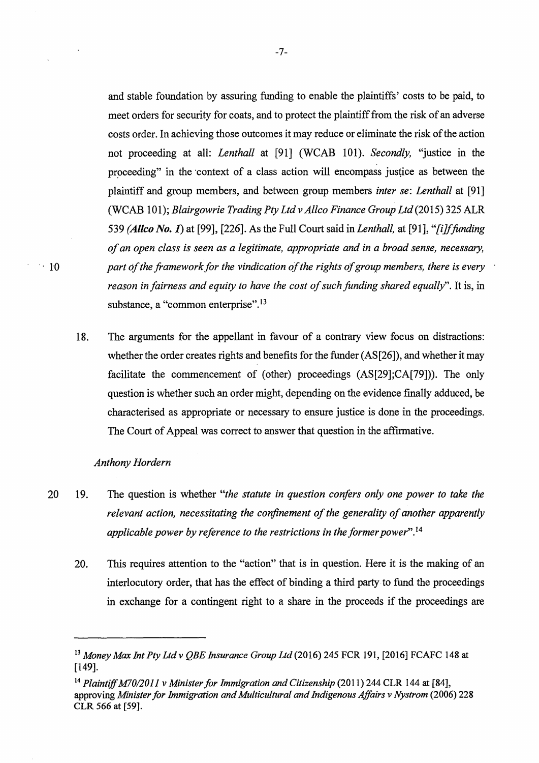and stable foundation by assuring funding to enable the plaintiffs' costs to be paid, to meet orders for security for coats, and to protect the plaintiff from the risk of an adverse costs order. In achieving those outcomes it may reduce or eliminate the risk of the action not proceeding at all: *Lenthall* at [91] (WCAB 101). *Secondly,* "justice in the proceeding" in the context of a class action will encompass justice as between the plaintiff and group members, and between group members *inter se*: *Lenthall* at [91] (WCAB 101); *Blairgowrie Trading Pty Ltd v Allco Finance Group Ltd* (2015) 325 ALR 539 ***(Allco No. 1)*** at [99], [226]. As the Full Court said in *Lenthall,* at [91], *"[i]f funding of an open class is seen as a legitimate, appropriate and in a broad sense, necessary, part of the framework for the vindication of the rights of group members, there is every reason in fairness and equity to have the cost of such funding shared equally"*. It is, in substance, a "common enterprise".[13]

18. The arguments for the appellant in favour of a contrary view focus on distractions: whether the order creates rights and benefits for the funder (AS[26]), and whether it may facilitate the commencement of (other) proceedings (AS[29];CA[79])). The only question is whether such an order might, depending on the evidence finally adduced, be characterised as appropriate or necessary to ensure justice is done in the proceedings. The Court of Appeal was correct to answer that question in the affirmative.

*Anthony Hordern*

19. The question is whether *"the statute in question confers only one power to take the relevant action, necessitating the confinement of the generality of another apparently applicable power by reference to the restrictions in the former power"*.[14]

20. This requires attention to the "action" that is in question. Here it is the making of an interlocutory order, that has the effect of binding a third party to fund the proceedings in exchange for a contingent right to a share in the proceeds if the proceedings are

---

[13] *Money Max Int Pty Ltd v QBE Insurance Group Ltd* (2016) 245 FCR 191, [2016] FCAFC 148 at [149].

[14] *Plaintiff M70/2011 v Minister for Immigration and Citizenship* (2011) 244 CLR 144 at [84], approving *Minister for Immigration and Multicultural and Indigenous Affairs v Nystrom* (2006) 228 CLR 566 at [59].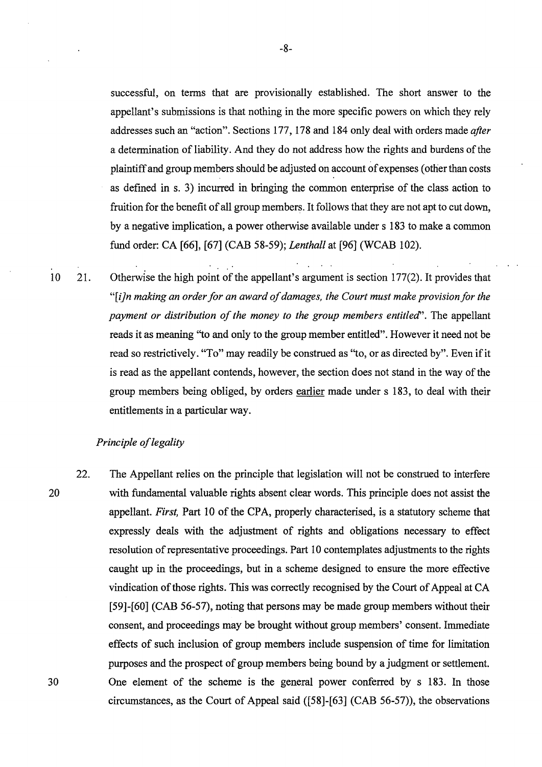successful, on terms that are provisionally established. The short answer to the appellant's submissions is that nothing in the more specific powers on which they rely addresses such an "action". Sections 177, 178 and 184 only deal with orders made *after* a determination of liability. And they do not address how the rights and burdens of the plaintiff and group members should be adjusted on account of expenses (other than costs as defined in s. 3) incurred in bringing the common enterprise of the class action to fruition for the benefit of all group members. It follows that they are not apt to cut down, by a negative implication, a power otherwise available under s 183 to make a common fund order: CA [66], [67] (CAB 58-59); *Lenthall* at [96] (WCAB 102).

21. Otherwise the high point of the appellant's argument is section 177(2). It provides that "*[i]n making an order for an award of damages, the Court must make provision for the payment or distribution of the money to the group members entitled*". The appellant reads it as meaning "to and only to the group member entitled". However it need not be read so restrictively. "To" may readily be construed as "to, or as directed by". Even if it is read as the appellant contends, however, the section does not stand in the way of the group members being obliged, by orders <u>earlier</u> made under s 183, to deal with their entitlements in a particular way.

*Principle of legality*

22. The Appellant relies on the principle that legislation will not be construed to interfere with fundamental valuable rights absent clear words. This principle does not assist the appellant. *First,* Part 10 of the CPA, properly characterised, is a statutory scheme that expressly deals with the adjustment of rights and obligations necessary to effect resolution of representative proceedings. Part 10 contemplates adjustments to the rights caught up in the proceedings, but in a scheme designed to ensure the more effective vindication of those rights. This was correctly recognised by the Court of Appeal at CA [59]-[60] (CAB 56-57), noting that persons may be made group members without their consent, and proceedings may be brought without group members' consent. Immediate effects of such inclusion of group members include suspension of time for limitation purposes and the prospect of group members being bound by a judgment or settlement. One element of the scheme is the general power conferred by s 183. In those circumstances, as the Court of Appeal said ([58]-[63] (CAB 56-57)), the observations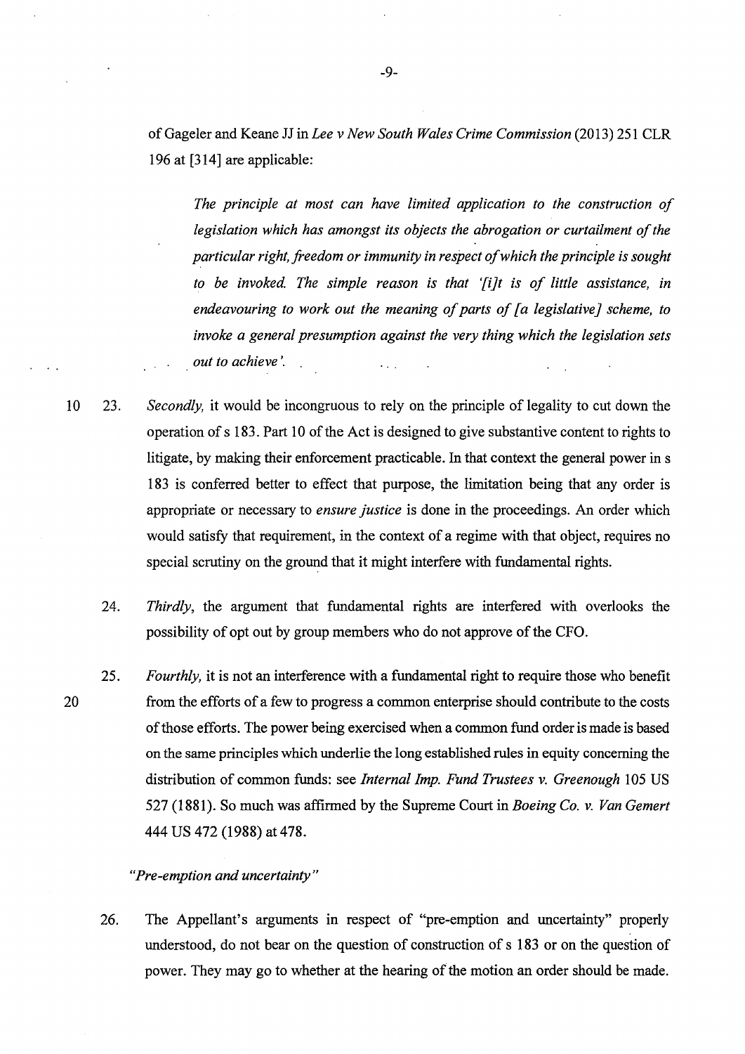of Gageler and Keane JJ in *Lee v New South Wales Crime Commission* (2013) 251 CLR 196 at [314] are applicable:

> *The principle at most can have limited application to the construction of legislation which has amongst its objects the abrogation or curtailment of the particular right, freedom or immunity in respect of which the principle is sought to be invoked. The simple reason is that '[i]t is of little assistance, in endeavouring to work out the meaning of parts of [a legislative] scheme, to invoke a general presumption against the very thing which the legislation sets out to achieve'.*

23. *Secondly,* it would be incongruous to rely on the principle of legality to cut down the operation of s 183. Part 10 of the Act is designed to give substantive content to rights to litigate, by making their enforcement practicable. In that context the general power in s 183 is conferred better to effect that purpose, the limitation being that any order is appropriate or necessary to *ensure justice* is done in the proceedings. An order which would satisfy that requirement, in the context of a regime with that object, requires no special scrutiny on the ground that it might interfere with fundamental rights.

24. *Thirdly,* the argument that fundamental rights are interfered with overlooks the possibility of opt out by group members who do not approve of the CFO.

25. *Fourthly,* it is not an interference with a fundamental right to require those who benefit from the efforts of a few to progress a common enterprise should contribute to the costs of those efforts. The power being exercised when a common fund order is made is based on the same principles which underlie the long established rules in equity concerning the distribution of common funds: see *Internal Imp. Fund Trustees v. Greenough* 105 US 527 (1881). So much was affirmed by the Supreme Court in *Boeing Co. v. Van Gemert* 444 US 472 (1988) at 478.

*"Pre-emption and uncertainty"*

26. The Appellant's arguments in respect of "pre-emption and uncertainty" properly understood, do not bear on the question of construction of s 183 or on the question of power. They may go to whether at the hearing of the motion an order should be made.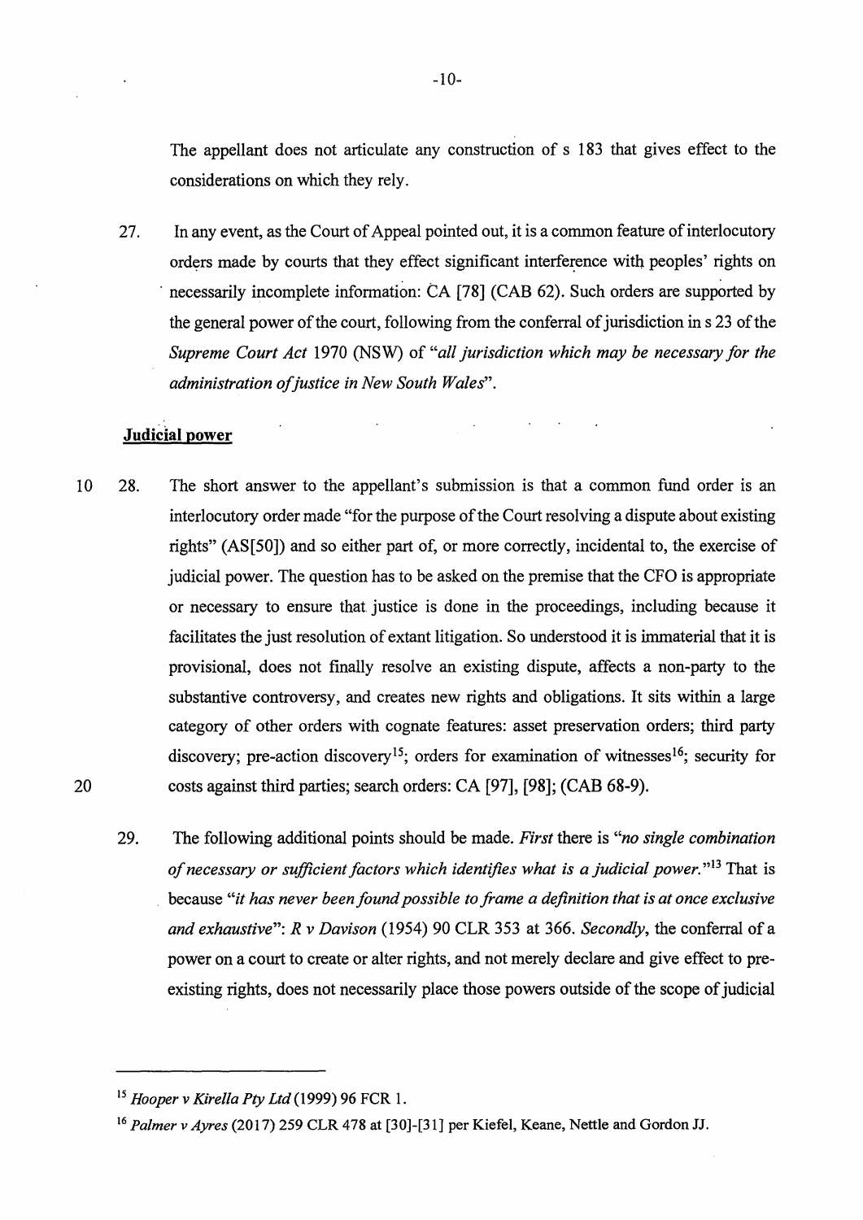The appellant does not articulate any construction of s 183 that gives effect to the considerations on which they rely.

27. In any event, as the Court of Appeal pointed out, it is a common feature of interlocutory orders made by courts that they effect significant interference with peoples' rights on necessarily incomplete information: CA [78] (CAB 62). Such orders are supported by the general power of the court, following from the conferral of jurisdiction in s 23 of the *Supreme Court Act* 1970 (NSW) of *"all jurisdiction which may be necessary for the administration of justice in New South Wales"*.

**Judicial power**

28. The short answer to the appellant's submission is that a common fund order is an interlocutory order made "for the purpose of the Court resolving a dispute about existing rights" (AS[50]) and so either part of, or more correctly, incidental to, the exercise of judicial power. The question has to be asked on the premise that the CFO is appropriate or necessary to ensure that justice is done in the proceedings, including because it facilitates the just resolution of extant litigation. So understood it is immaterial that it is provisional, does not finally resolve an existing dispute, affects a non-party to the substantive controversy, and creates new rights and obligations. It sits within a large category of other orders with cognate features: asset preservation orders; third party discovery; pre-action discovery[15]; orders for examination of witnesses[16]; security for costs against third parties; search orders: CA [97], [98]; (CAB 68-9).

29. The following additional points should be made. *First* there is *"no single combination of necessary or sufficient factors which identifies what is a judicial power."*[13] That is because *"it has never been found possible to frame a definition that is at once exclusive and exhaustive"*: *R v Davison* (1954) 90 CLR 353 at 366. *Secondly*, the conferral of a power on a court to create or alter rights, and not merely declare and give effect to pre-existing rights, does not necessarily place those powers outside of the scope of judicial

[15] *Hooper v Kirella Pty Ltd* (1999) 96 FCR 1.

[16] *Palmer v Ayres* (2017) 259 CLR 478 at [30]-[31] per Kiefel, Keane, Nettle and Gordon JJ.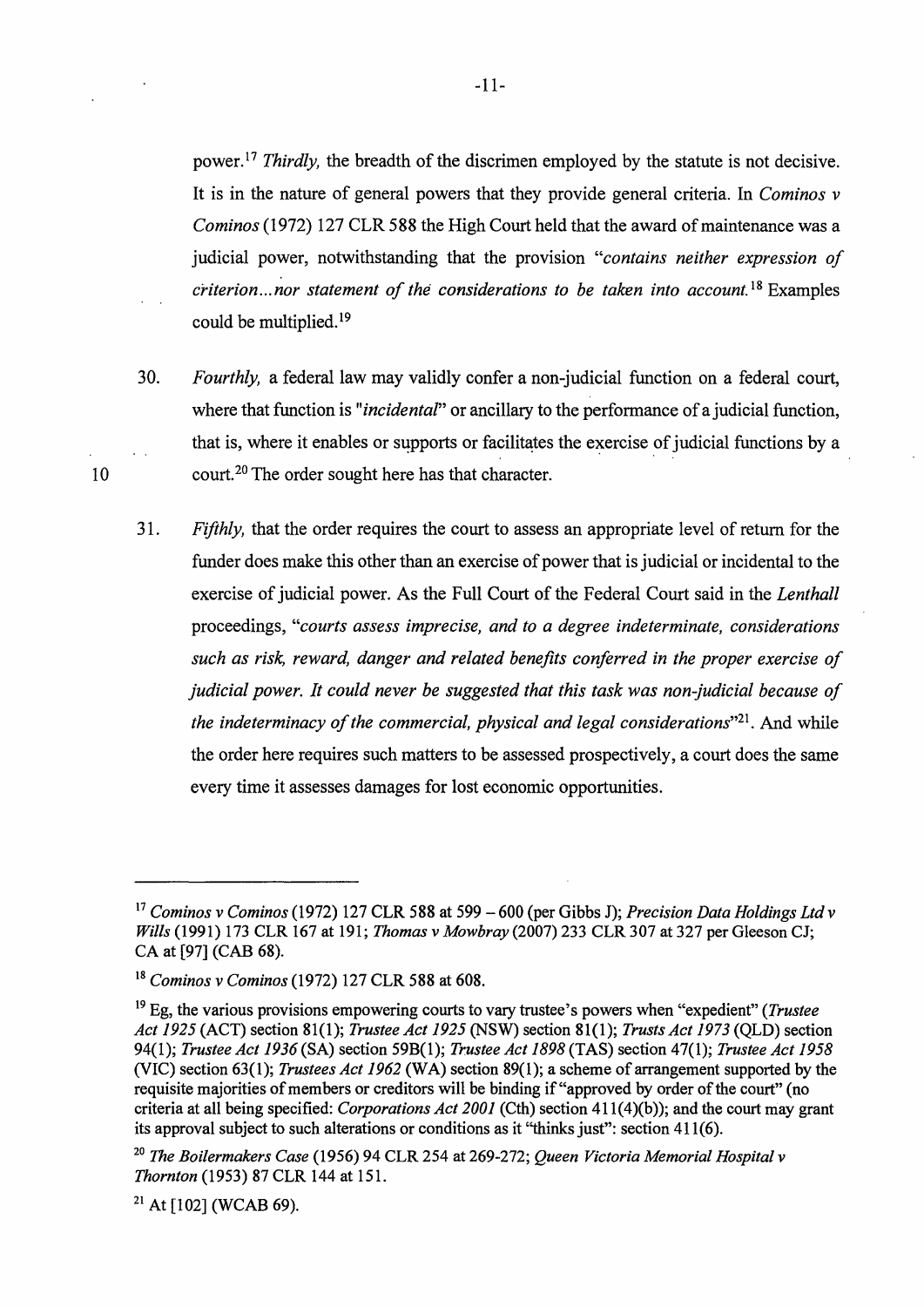power.[17] *Thirdly,* the breadth of the discrimen employed by the statute is not decisive. It is in the nature of general powers that they provide general criteria. In *Cominos v Cominos* (1972) 127 CLR 588 the High Court held that the award of maintenance was a judicial power, notwithstanding that the provision *"contains neither expression of criterion...nor statement of the considerations to be taken into account.*[18] Examples could be multiplied.[19]

30. *Fourthly,* a federal law may validly confer a non-judicial function on a federal court, where that function is "*incidental*" or ancillary to the performance of a judicial function, that is, where it enables or supports or facilitates the exercise of judicial functions by a court.[20] The order sought here has that character.

31. *Fifthly,* that the order requires the court to assess an appropriate level of return for the funder does make this other than an exercise of power that is judicial or incidental to the exercise of judicial power. As the Full Court of the Federal Court said in the *Lenthall* proceedings, *"courts assess imprecise, and to a degree indeterminate, considerations such as risk, reward, danger and related benefits conferred in the proper exercise of judicial power. It could never be suggested that this task was non-judicial because of the indeterminacy of the commercial, physical and legal considerations*"[21]. And while the order here requires such matters to be assessed prospectively, a court does the same every time it assesses damages for lost economic opportunities.

---

[17] *Cominos v Cominos* (1972) 127 CLR 588 at 599 – 600 (per Gibbs J); *Precision Data Holdings Ltd v Wills* (1991) 173 CLR 167 at 191; *Thomas v Mowbray* (2007) 233 CLR 307 at 327 per Gleeson CJ; CA at [97] (CAB 68).

[18] *Cominos v Cominos* (1972) 127 CLR 588 at 608.

[19] Eg, the various provisions empowering courts to vary trustee's powers when "expedient" (*Trustee Act 1925* (ACT) section 81(1); *Trustee Act 1925* (NSW) section 81(1); *Trusts Act 1973* (QLD) section 94(1); *Trustee Act 1936* (SA) section 59B(1); *Trustee Act 1898* (TAS) section 47(1); *Trustee Act 1958* (VIC) section 63(1); *Trustees Act 1962* (WA) section 89(1); a scheme of arrangement supported by the requisite majorities of members or creditors will be binding if "approved by order of the court" (no criteria at all being specified: *Corporations Act 2001* (Cth) section 411(4)(b)); and the court may grant its approval subject to such alterations or conditions as it "thinks just": section 411(6).

[20] *The Boilermakers Case* (1956) 94 CLR 254 at 269-272; *Queen Victoria Memorial Hospital v Thornton* (1953) 87 CLR 144 at 151.

[21] At [102] (WCAB 69).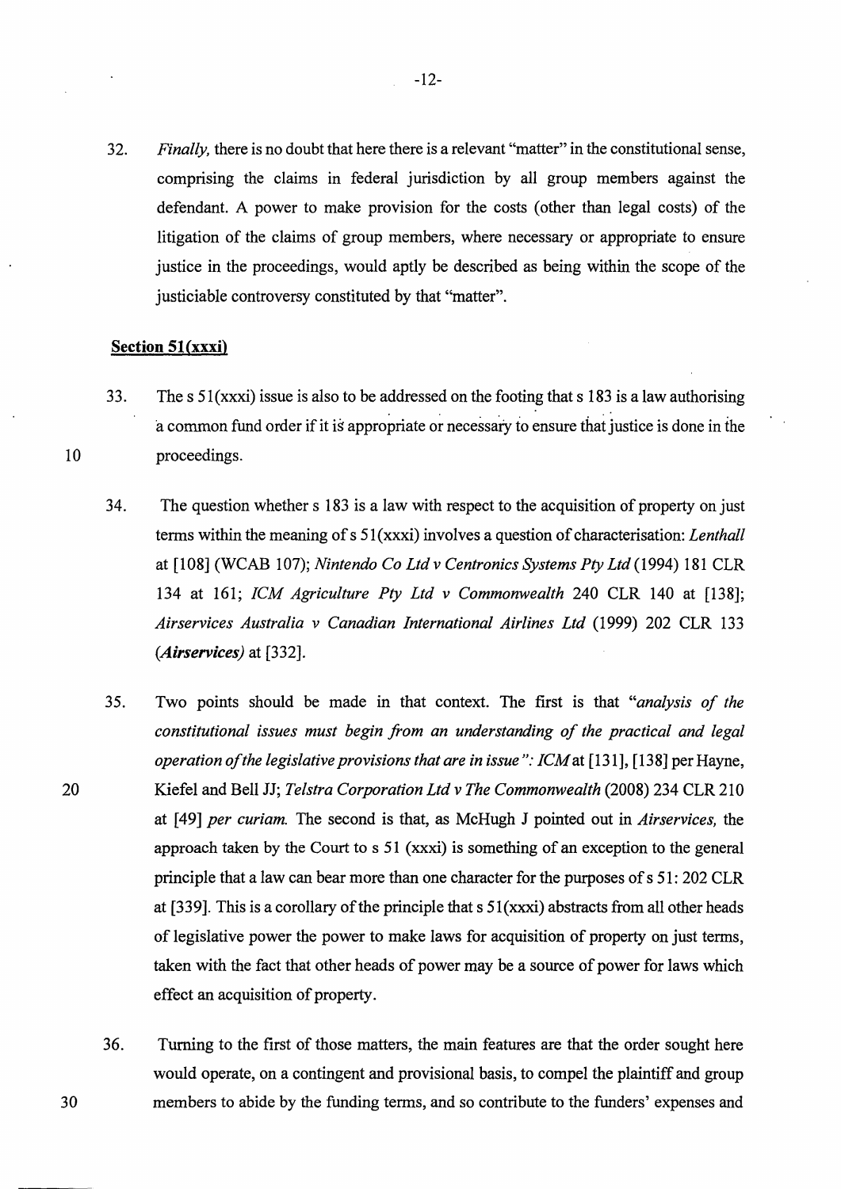32. *Finally,* there is no doubt that here there is a relevant "matter" in the constitutional sense, comprising the claims in federal jurisdiction by all group members against the defendant. A power to make provision for the costs (other than legal costs) of the litigation of the claims of group members, where necessary or appropriate to ensure justice in the proceedings, would aptly be described as being within the scope of the justiciable controversy constituted by that "matter".

**Section 51(xxxi)**

33. The s 51(xxxi) issue is also to be addressed on the footing that s 183 is a law authorising a common fund order if it is appropriate or necessary to ensure that justice is done in the proceedings.

34. The question whether s 183 is a law with respect to the acquisition of property on just terms within the meaning of s 51(xxxi) involves a question of characterisation: *Lenthall* at [108] (WCAB 107); *Nintendo Co Ltd v Centronics Systems Pty Ltd* (1994) 181 CLR 134 at 161; *ICM Agriculture Pty Ltd v Commonwealth* 240 CLR 140 at [138]; *Airservices Australia v Canadian International Airlines Ltd* (1999) 202 CLR 133 (***Airservices***) at [332].

35. Two points should be made in that context. The first is that "*analysis of the constitutional issues must begin from an understanding of the practical and legal operation of the legislative provisions that are in issue*": *ICM* at [131], [138] per Hayne, Kiefel and Bell JJ; *Telstra Corporation Ltd v The Commonwealth* (2008) 234 CLR 210 at [49] *per curiam.* The second is that, as McHugh J pointed out in *Airservices,* the approach taken by the Court to s 51 (xxxi) is something of an exception to the general principle that a law can bear more than one character for the purposes of s 51: 202 CLR at [339]. This is a corollary of the principle that s 51(xxxi) abstracts from all other heads of legislative power the power to make laws for acquisition of property on just terms, taken with the fact that other heads of power may be a source of power for laws which effect an acquisition of property.

36. Turning to the first of those matters, the main features are that the order sought here would operate, on a contingent and provisional basis, to compel the plaintiff and group members to abide by the funding terms, and so contribute to the funders' expenses and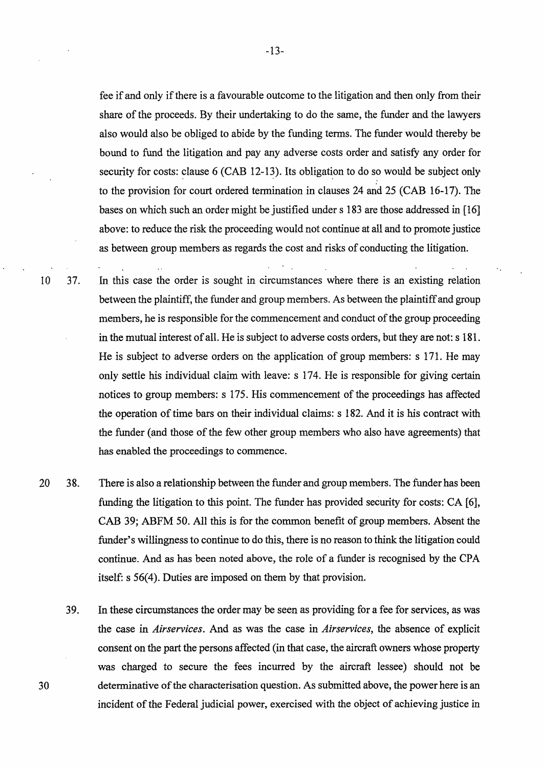fee if and only if there is a favourable outcome to the litigation and then only from their share of the proceeds. By their undertaking to do the same, the funder and the lawyers also would also be obliged to abide by the funding terms. The funder would thereby be bound to fund the litigation and pay any adverse costs order and satisfy any order for security for costs: clause 6 (CAB 12-13). Its obligation to do so would be subject only to the provision for court ordered termination in clauses 24 and 25 (CAB 16-17). The bases on which such an order might be justified under s 183 are those addressed in [16] above: to reduce the risk the proceeding would not continue at all and to promote justice as between group members as regards the cost and risks of conducting the litigation.

37. In this case the order is sought in circumstances where there is an existing relation between the plaintiff, the funder and group members. As between the plaintiff and group members, he is responsible for the commencement and conduct of the group proceeding in the mutual interest of all. He is subject to adverse costs orders, but they are not: s 181. He is subject to adverse orders on the application of group members: s 171. He may only settle his individual claim with leave: s 174. He is responsible for giving certain notices to group members: s 175. His commencement of the proceedings has affected the operation of time bars on their individual claims: s 182. And it is his contract with the funder (and those of the few other group members who also have agreements) that has enabled the proceedings to commence.

38. There is also a relationship between the funder and group members. The funder has been funding the litigation to this point. The funder has provided security for costs: CA [6], CAB 39; ABFM 50. All this is for the common benefit of group members. Absent the funder's willingness to continue to do this, there is no reason to think the litigation could continue. And as has been noted above, the role of a funder is recognised by the CPA itself: s 56(4). Duties are imposed on them by that provision.

39. In these circumstances the order may be seen as providing for a fee for services, as was the case in *Airservices*. And as was the case in *Airservices*, the absence of explicit consent on the part the persons affected (in that case, the aircraft owners whose property was charged to secure the fees incurred by the aircraft lessee) should not be determinative of the characterisation question. As submitted above, the power here is an incident of the Federal judicial power, exercised with the object of achieving justice in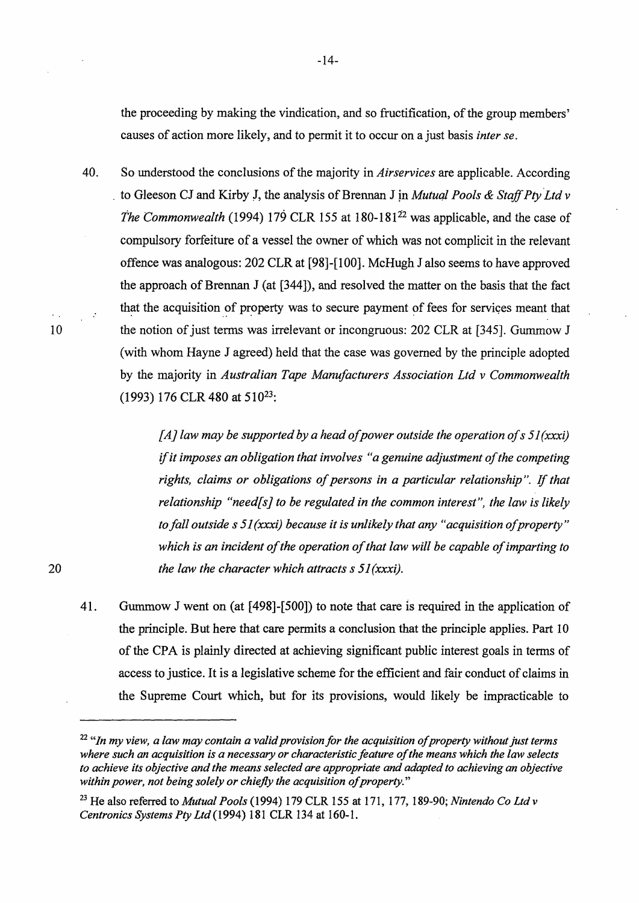the proceeding by making the vindication, and so fructification, of the group members' causes of action more likely, and to permit it to occur on a just basis *inter se*.

40. So understood the conclusions of the majority in *Airservices* are applicable. According to Gleeson CJ and Kirby J, the analysis of Brennan J in *Mutual Pools & Staff Pty Ltd v The Commonwealth* (1994) 179 CLR 155 at 180-181[22] was applicable, and the case of compulsory forfeiture of a vessel the owner of which was not complicit in the relevant offence was analogous: 202 CLR at [98]-[100]. McHugh J also seems to have approved the approach of Brennan J (at [344]), and resolved the matter on the basis that the fact that the acquisition of property was to secure payment of fees for services meant that the notion of just terms was irrelevant or incongruous: 202 CLR at [345]. Gummow J (with whom Hayne J agreed) held that the case was governed by the principle adopted by the majority in *Australian Tape Manufacturers Association Ltd v Commonwealth* (1993) 176 CLR 480 at 510[23]:

> *[A] law may be supported by a head of power outside the operation of s 51(xxxi) if it imposes an obligation that involves "a genuine adjustment of the competing rights, claims or obligations of persons in a particular relationship". If that relationship "need[s] to be regulated in the common interest", the law is likely to fall outside s 51(xxxi) because it is unlikely that any "acquisition of property" which is an incident of the operation of that law will be capable of imparting to the law the character which attracts s 51(xxxi).*

41. Gummow J went on (at [498]-[500]) to note that care is required in the application of the principle. But here that care permits a conclusion that the principle applies. Part 10 of the CPA is plainly directed at achieving significant public interest goals in terms of access to justice. It is a legislative scheme for the efficient and fair conduct of claims in the Supreme Court which, but for its provisions, would likely be impracticable to

---

[22] *"In my view, a law may contain a valid provision for the acquisition of property without just terms where such an acquisition is a necessary or characteristic feature of the means which the law selects to achieve its objective and the means selected are appropriate and adapted to achieving an objective within power, not being solely or chiefly the acquisition of property."*

[23] He also referred to *Mutual Pools* (1994) 179 CLR 155 at 171, 177, 189-90; *Nintendo Co Ltd v Centronics Systems Pty Ltd* (1994) 181 CLR 134 at 160-1.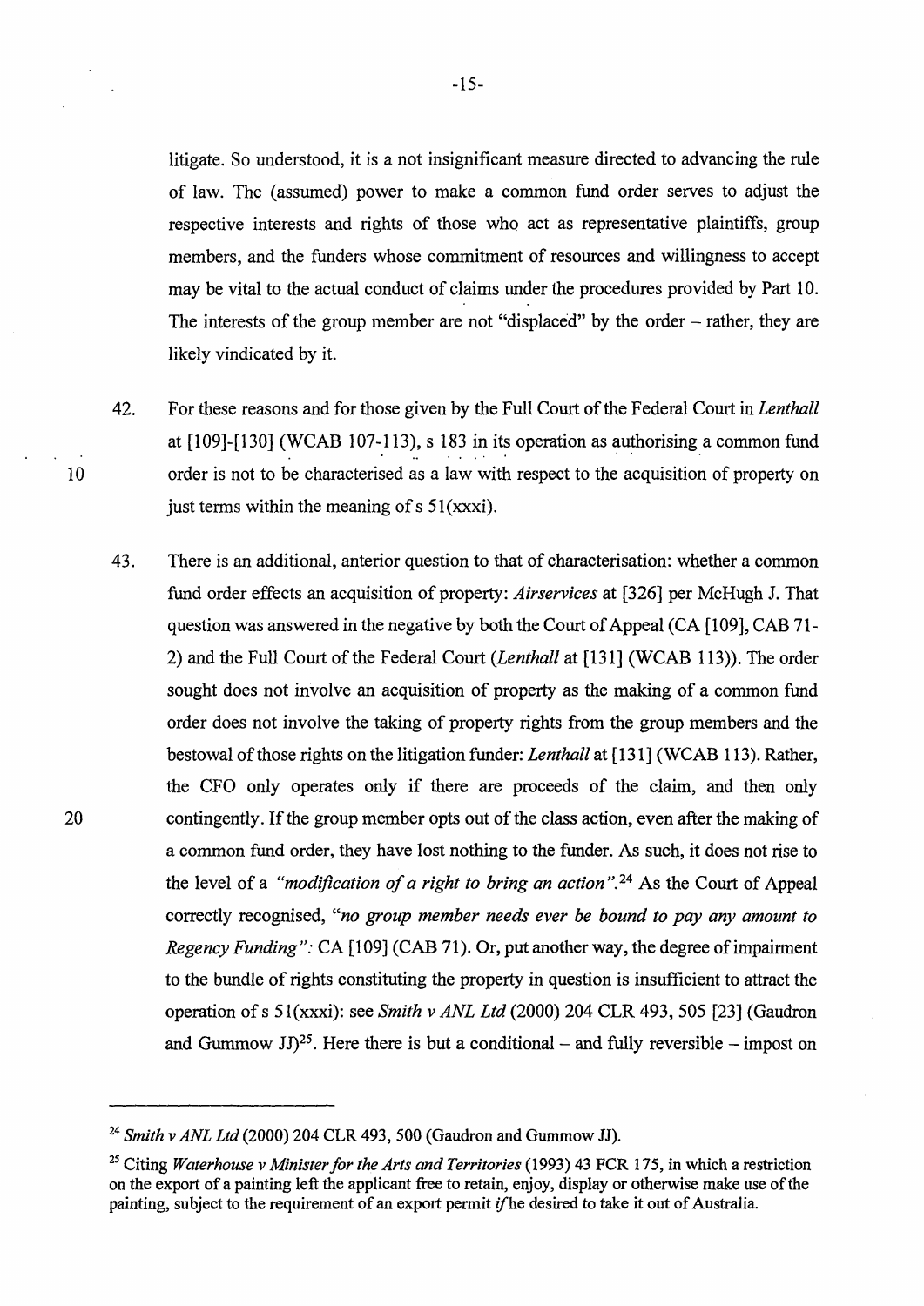litigate. So understood, it is a not insignificant measure directed to advancing the rule of law. The (assumed) power to make a common fund order serves to adjust the respective interests and rights of those who act as representative plaintiffs, group members, and the funders whose commitment of resources and willingness to accept may be vital to the actual conduct of claims under the procedures provided by Part 10. The interests of the group member are not "displaced" by the order – rather, they are likely vindicated by it.

42. For these reasons and for those given by the Full Court of the Federal Court in *Lenthall* at [109]-[130] (WCAB 107-113), s 183 in its operation as authorising a common fund order is not to be characterised as a law with respect to the acquisition of property on just terms within the meaning of s 51(xxxi).

43. There is an additional, anterior question to that of characterisation: whether a common fund order effects an acquisition of property: *Airservices* at [326] per McHugh J. That question was answered in the negative by both the Court of Appeal (CA [109], CAB 71-2) and the Full Court of the Federal Court (*Lenthall* at [131] (WCAB 113)). The order sought does not involve an acquisition of property as the making of a common fund order does not involve the taking of property rights from the group members and the bestowal of those rights on the litigation funder: *Lenthall* at [131] (WCAB 113). Rather, the CFO only operates only if there are proceeds of the claim, and then only contingently. If the group member opts out of the class action, even after the making of a common fund order, they have lost nothing to the funder. As such, it does not rise to the level of a *"modification of a right to bring an action"*.[24] As the Court of Appeal correctly recognised, *"no group member needs ever be bound to pay any amount to Regency Funding"*: CA [109] (CAB 71). Or, put another way, the degree of impairment to the bundle of rights constituting the property in question is insufficient to attract the operation of s 51(xxxi): see *Smith v ANL Ltd* (2000) 204 CLR 493, 505 [23] (Gaudron and Gummow JJ)[25]. Here there is but a conditional – and fully reversible – impost on

---

[24] *Smith v ANL Ltd* (2000) 204 CLR 493, 500 (Gaudron and Gummow JJ).

[25] Citing *Waterhouse v Minister for the Arts and Territories* (1993) 43 FCR 175, in which a restriction on the export of a painting left the applicant free to retain, enjoy, display or otherwise make use of the painting, subject to the requirement of an export permit *if* he desired to take it out of Australia.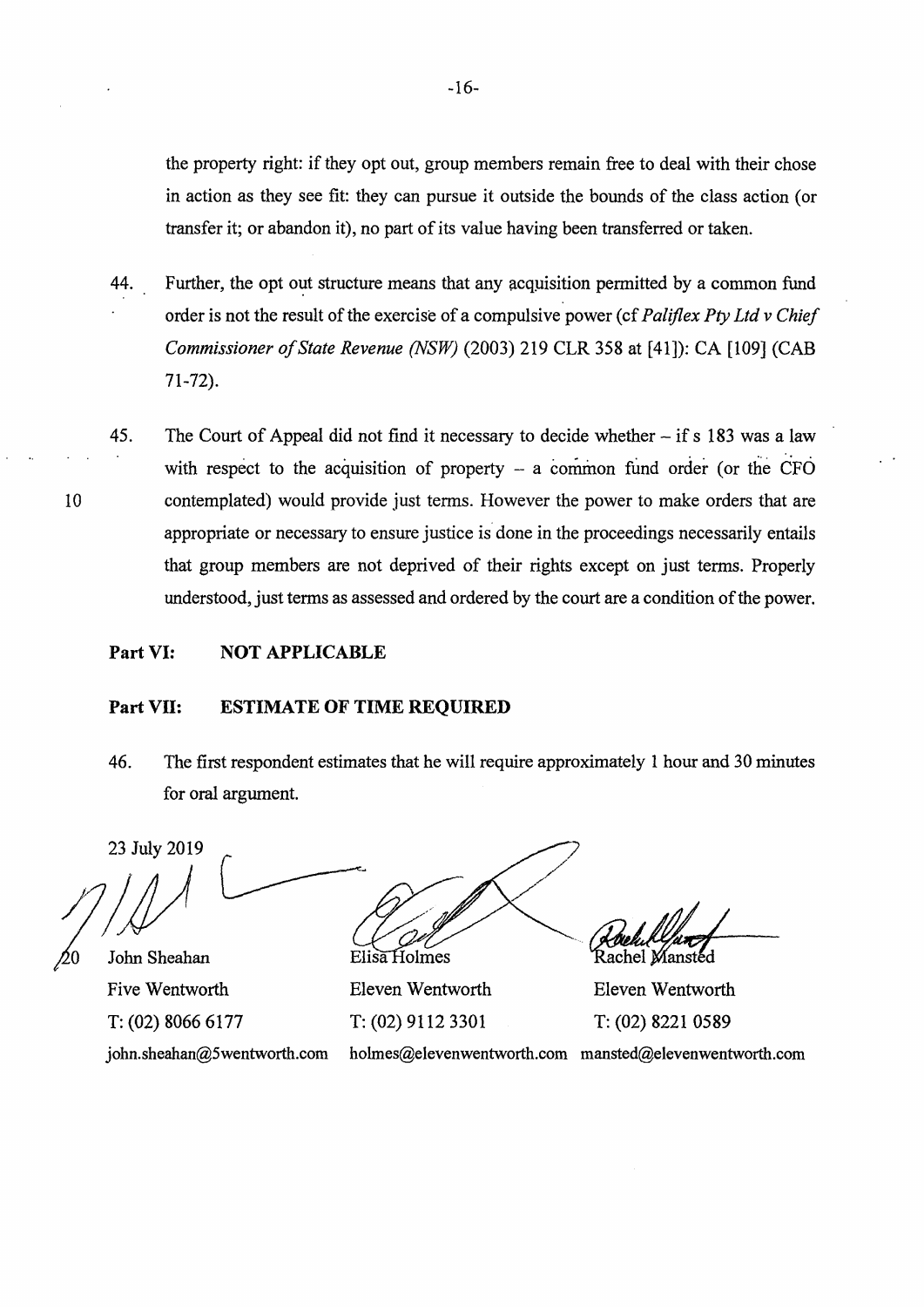the property right: if they opt out, group members remain free to deal with their chose in action as they see fit: they can pursue it outside the bounds of the class action (or transfer it; or abandon it), no part of its value having been transferred or taken.

44. Further, the opt out structure means that any acquisition permitted by a common fund order is not the result of the exercise of a compulsive power (cf *Paliflex Pty Ltd v Chief Commissioner of State Revenue (NSW)* (2003) 219 CLR 358 at [41]): CA [109] (CAB 71-72).

45. The Court of Appeal did not find it necessary to decide whether – if s 183 was a law with respect to the acquisition of property – a common fund order (or the CFO contemplated) would provide just terms. However the power to make orders that are appropriate or necessary to ensure justice is done in the proceedings necessarily entails that group members are not deprived of their rights except on just terms. Properly understood, just terms as assessed and ordered by the court are a condition of the power.

**Part VI: NOT APPLICABLE**

**Part VII: ESTIMATE OF TIME REQUIRED**

46. The first respondent estimates that he will require approximately 1 hour and 30 minutes for oral argument.

23 July 2019

| | | |
|---|---|---|
| John Sheahan | Elisa Holmes | Rachel Mansted |
| Five Wentworth | Eleven Wentworth | Eleven Wentworth |
| T: (02) 8066 6177 | T: (02) 9112 3301 | T: (02) 8221 0589 |
| john.sheahan@5wentworth.com | holmes@elevenwentworth.com | mansted@elevenwentworth.com |